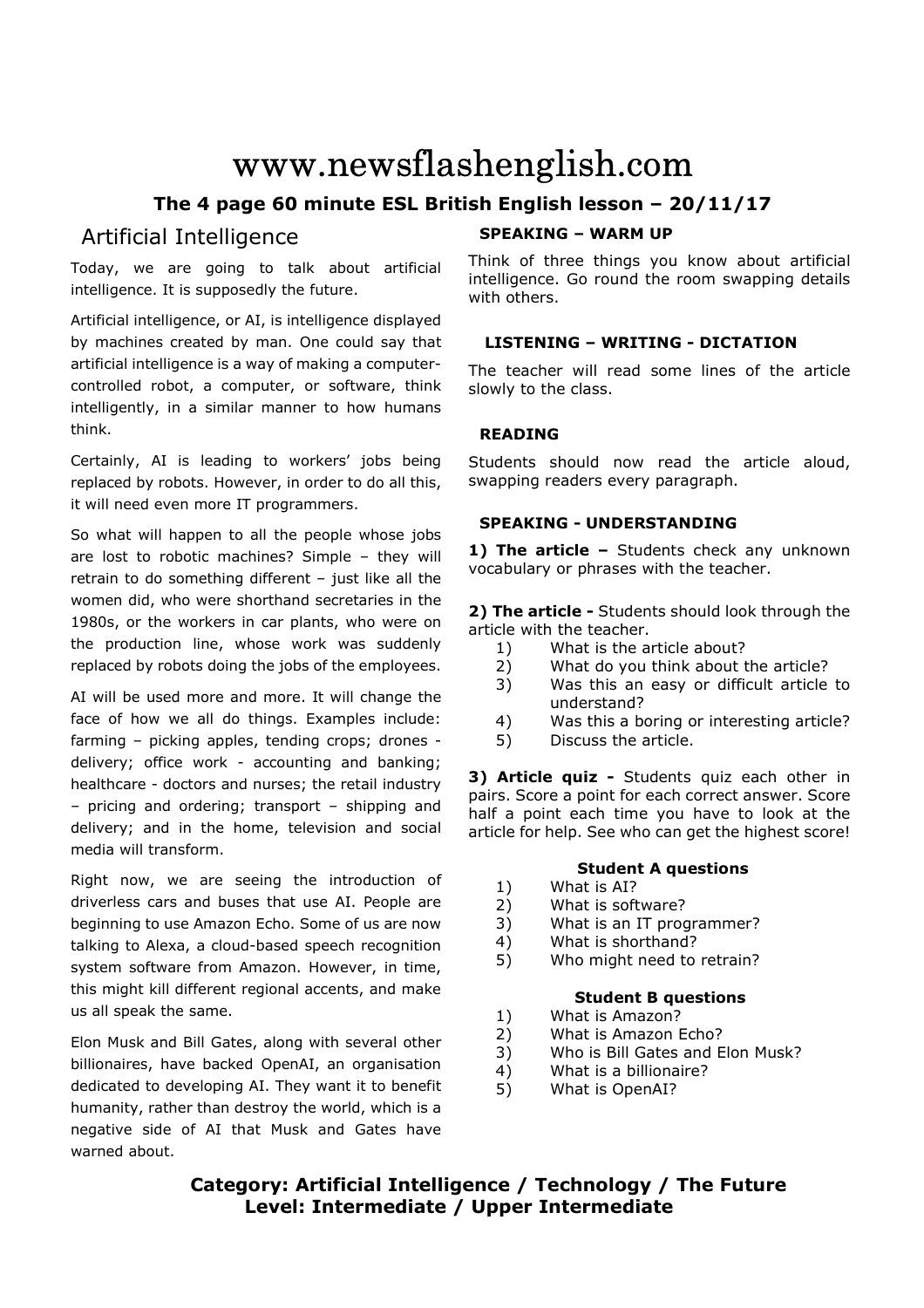# www.newsflashenglish.com

**The 4 page 60 minute ESL British English lesson – 20/11/17**

## Artificial Intelligence

Today, we are going to talk about artificial intelligence. It is supposedly the future.

Artificial intelligence, or AI, is intelligence displayed by machines created by man. One could say that artificial intelligence is a way of making a computer-controlled robot, a computer, or software, think intelligently, in a similar manner to how humans think.

Certainly, AI is leading to workers' jobs being replaced by robots. However, in order to do all this, it will need even more IT programmers.

So what will happen to all the people whose jobs are lost to robotic machines? Simple – they will retrain to do something different – just like all the women did, who were shorthand secretaries in the 1980s, or the workers in car plants, who were on the production line, whose work was suddenly replaced by robots doing the jobs of the employees.

AI will be used more and more. It will change the face of how we all do things. Examples include: farming – picking apples, tending crops; drones - delivery; office work - accounting and banking; healthcare - doctors and nurses; the retail industry – pricing and ordering; transport – shipping and delivery; and in the home, television and social media will transform.

Right now, we are seeing the introduction of driverless cars and buses that use AI. People are beginning to use Amazon Echo. Some of us are now talking to Alexa, a cloud-based speech recognition system software from Amazon. However, in time, this might kill different regional accents, and make us all speak the same.

Elon Musk and Bill Gates, along with several other billionaires, have backed OpenAI, an organisation dedicated to developing AI. They want it to benefit humanity, rather than destroy the world, which is a negative side of AI that Musk and Gates have warned about.

### SPEAKING – WARM UP

Think of three things you know about artificial intelligence. Go round the room swapping details with others.

### LISTENING – WRITING - DICTATION

The teacher will read some lines of the article slowly to the class.

### READING

Students should now read the article aloud, swapping readers every paragraph.

### SPEAKING - UNDERSTANDING

**1) The article –** Students check any unknown vocabulary or phrases with the teacher.

**2) The article -** Students should look through the article with the teacher.

1) What is the article about?
2) What do you think about the article?
3) Was this an easy or difficult article to understand?
4) Was this a boring or interesting article?
5) Discuss the article.

**3) Article quiz -** Students quiz each other in pairs. Score a point for each correct answer. Score half a point each time you have to look at the article for help. See who can get the highest score!

**Student A questions**

1) What is AI?
2) What is software?
3) What is an IT programmer?
4) What is shorthand?
5) Who might need to retrain?

**Student B questions**

1) What is Amazon?
2) What is Amazon Echo?
3) Who is Bill Gates and Elon Musk?
4) What is a billionaire?
5) What is OpenAI?

**Category: Artificial Intelligence / Technology / The Future**
**Level: Intermediate / Upper Intermediate**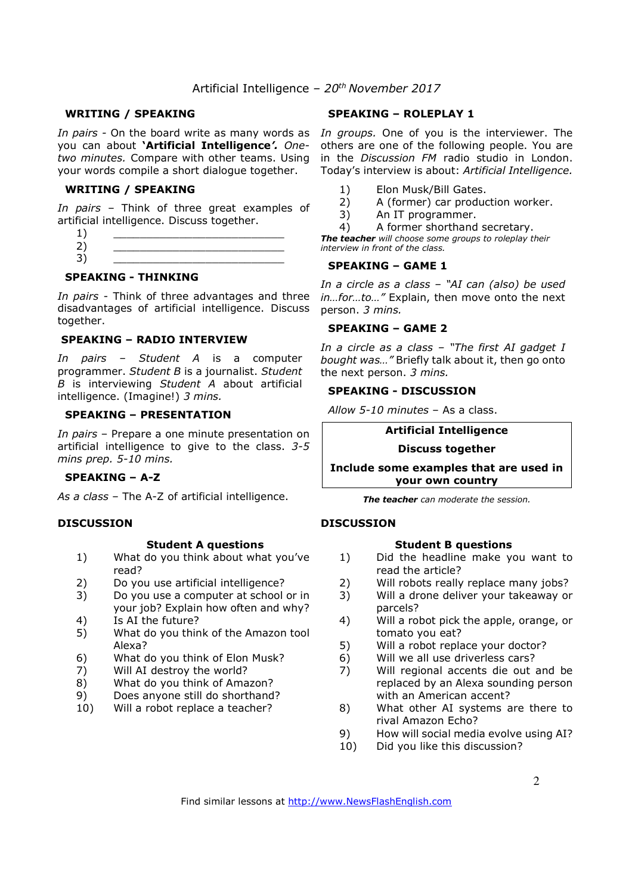Artificial Intelligence – *20th November 2017*

## WRITING / SPEAKING

*In pairs* - On the board write as many words as you can about **'Artificial Intelligence'**. *One-two minutes.* Compare with other teams. Using your words compile a short dialogue together.

## WRITING / SPEAKING

*In pairs* – Think of three great examples of artificial intelligence. Discuss together.

1) ___________________________
2) ___________________________
3) ___________________________

## SPEAKING - THINKING

*In pairs* - Think of three advantages and three disadvantages of artificial intelligence. Discuss together.

## SPEAKING – RADIO INTERVIEW

*In pairs – Student A* is a computer programmer. *Student B* is a journalist. *Student B* is interviewing *Student A* about artificial intelligence. (Imagine!) *3 mins.*

## SPEAKING – PRESENTATION

*In pairs* – Prepare a one minute presentation on artificial intelligence to give to the class. *3-5 mins prep. 5-10 mins.*

## SPEAKING – A-Z

*As a class* – The A-Z of artificial intelligence.

## SPEAKING – ROLEPLAY 1

*In groups.* One of you is the interviewer. The others are one of the following people. You are in the *Discussion FM* radio studio in London. Today's interview is about: *Artificial Intelligence.*

1) Elon Musk/Bill Gates.
2) A (former) car production worker.
3) An IT programmer.
4) A former shorthand secretary.

***The teacher** will choose some groups to roleplay their interview in front of the class.*

## SPEAKING – GAME 1

*In a circle as a class – "AI can (also) be used in…for…to…"* Explain, then move onto the next person. *3 mins.*

## SPEAKING – GAME 2

*In a circle as a class – "The first AI gadget I bought was…"* Briefly talk about it, then go onto the next person. *3 mins.*

## SPEAKING - DISCUSSION

*Allow 5-10 minutes* – As a class.

**Artificial Intelligence**

**Discuss together**

**Include some examples that are used in your own country**

***The teacher** can moderate the session.*

## DISCUSSION

### Student A questions

1) What do you think about what you've read?
2) Do you use artificial intelligence?
3) Do you use a computer at school or in your job? Explain how often and why?
4) Is AI the future?
5) What do you think of the Amazon tool Alexa?
6) What do you think of Elon Musk?
7) Will AI destroy the world?
8) What do you think of Amazon?
9) Does anyone still do shorthand?
10) Will a robot replace a teacher?

## DISCUSSION

### Student B questions

1) Did the headline make you want to read the article?
2) Will robots really replace many jobs?
3) Will a drone deliver your takeaway or parcels?
4) Will a robot pick the apple, orange, or tomato you eat?
5) Will a robot replace your doctor?
6) Will we all use driverless cars?
7) Will regional accents die out and be replaced by an Alexa sounding person with an American accent?
8) What other AI systems are there to rival Amazon Echo?
9) How will social media evolve using AI?
10) Did you like this discussion?

Find similar lessons at http://www.NewsFlashEnglish.com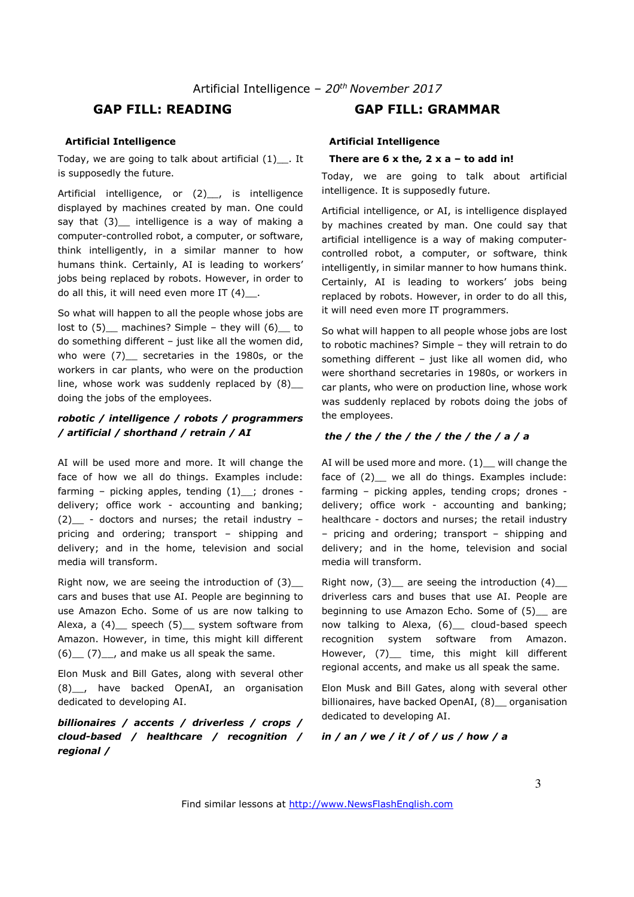Artificial Intelligence – *20th November 2017*

## GAP FILL: READING

**Artificial Intelligence**

Today, we are going to talk about artificial (1)__. It is supposedly the future.

Artificial intelligence, or (2)__, is intelligence displayed by machines created by man. One could say that (3)__ intelligence is a way of making a computer-controlled robot, a computer, or software, think intelligently, in a similar manner to how humans think. Certainly, AI is leading to workers' jobs being replaced by robots. However, in order to do all this, it will need even more IT (4)__.

So what will happen to all the people whose jobs are lost to (5)__ machines? Simple – they will (6)__ to do something different – just like all the women did, who were (7)__ secretaries in the 1980s, or the workers in car plants, who were on the production line, whose work was suddenly replaced by (8)__ doing the jobs of the employees.

***robotic / intelligence / robots / programmers / artificial / shorthand / retrain / AI***

AI will be used more and more. It will change the face of how we all do things. Examples include: farming – picking apples, tending (1)__; drones - delivery; office work - accounting and banking; (2)__ - doctors and nurses; the retail industry – pricing and ordering; transport – shipping and delivery; and in the home, television and social media will transform.

Right now, we are seeing the introduction of (3)__ cars and buses that use AI. People are beginning to use Amazon Echo. Some of us are now talking to Alexa, a (4)__ speech (5)__ system software from Amazon. However, in time, this might kill different (6)__ (7)__, and make us all speak the same.

Elon Musk and Bill Gates, along with several other (8)__, have backed OpenAI, an organisation dedicated to developing AI.

***billionaires / accents / driverless / crops / cloud-based / healthcare / recognition / regional /***

## GAP FILL: GRAMMAR

**Artificial Intelligence**

**There are 6 x the, 2 x a – to add in!**

Today, we are going to talk about artificial intelligence. It is supposedly future.

Artificial intelligence, or AI, is intelligence displayed by machines created by man. One could say that artificial intelligence is a way of making computer-controlled robot, a computer, or software, think intelligently, in similar manner to how humans think. Certainly, AI is leading to workers' jobs being replaced by robots. However, in order to do all this, it will need even more IT programmers.

So what will happen to all people whose jobs are lost to robotic machines? Simple – they will retrain to do something different – just like all women did, who were shorthand secretaries in 1980s, or workers in car plants, who were on production line, whose work was suddenly replaced by robots doing the jobs of the employees.

***the / the / the / the / the / the / a / a***

AI will be used more and more. (1)__ will change the face of (2)__ we all do things. Examples include: farming – picking apples, tending crops; drones - delivery; office work - accounting and banking; healthcare - doctors and nurses; the retail industry – pricing and ordering; transport – shipping and delivery; and in the home, television and social media will transform.

Right now, (3)__ are seeing the introduction (4)__ driverless cars and buses that use AI. People are beginning to use Amazon Echo. Some of (5)__ are now talking to Alexa, (6)__ cloud-based speech recognition system software from Amazon. However, (7)__ time, this might kill different regional accents, and make us all speak the same.

Elon Musk and Bill Gates, along with several other billionaires, have backed OpenAI, (8)__ organisation dedicated to developing AI.

***in / an / we / it / of / us / how / a***

Find similar lessons at http://www.NewsFlashEnglish.com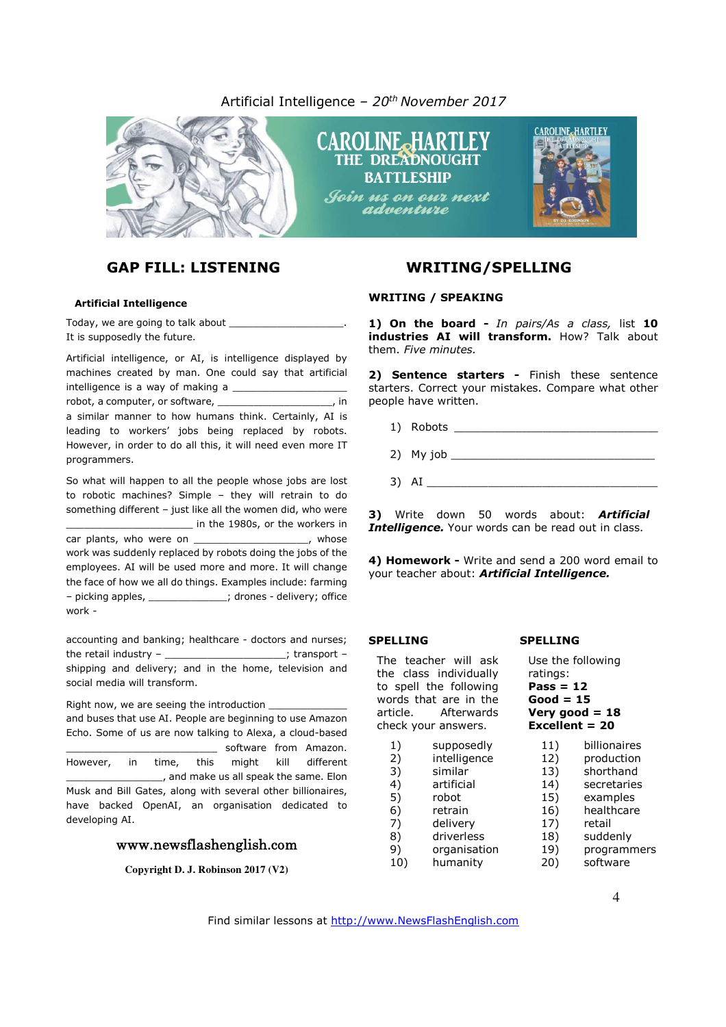Artificial Intelligence – 20th November 2017

## GAP FILL: LISTENING

**Artificial Intelligence**

Today, we are going to talk about ___________________. It is supposedly the future.

Artificial intelligence, or AI, is intelligence displayed by machines created by man. One could say that artificial intelligence is a way of making a ___________________ robot, a computer, or software, ___________________, in a similar manner to how humans think. Certainly, AI is leading to workers' jobs being replaced by robots. However, in order to do all this, it will need even more IT programmers.

So what will happen to all the people whose jobs are lost to robotic machines? Simple – they will retrain to do something different – just like all the women did, who were _____________________ in the 1980s, or the workers in car plants, who were on ___________________, whose work was suddenly replaced by robots doing the jobs of the employees. AI will be used more and more. It will change the face of how we all do things. Examples include: farming – picking apples, _____________; drones - delivery; office work -

accounting and banking; healthcare - doctors and nurses; the retail industry – ____________________; transport – shipping and delivery; and in the home, television and social media will transform.

Right now, we are seeing the introduction _____________ and buses that use AI. People are beginning to use Amazon Echo. Some of us are now talking to Alexa, a cloud-based ________________________ software from Amazon. However, in time, this might kill different ________________, and make us all speak the same. Elon Musk and Bill Gates, along with several other billionaires, have backed OpenAI, an organisation dedicated to developing AI.

www.newsflashenglish.com

Copyright D. J. Robinson 2017 (V2)

## WRITING/SPELLING

**WRITING / SPEAKING**

**1) On the board -** *In pairs/As a class,* list **10 industries AI will transform.** How? Talk about them. *Five minutes.*

**2) Sentence starters -** Finish these sentence starters. Correct your mistakes. Compare what other people have written.

1) Robots ________________________________

2) My job ________________________________

3) AI ________________________________

**3)** Write down 50 words about: ***Artificial Intelligence.*** Your words can be read out in class.

**4) Homework -** Write and send a 200 word email to your teacher about: ***Artificial Intelligence.***

**SPELLING**

The teacher will ask the class individually to spell the following words that are in the article. Afterwards check your answers.

1) supposedly
2) intelligence
3) similar
4) artificial
5) robot
6) retrain
7) delivery
8) driverless
9) organisation
10) humanity

**SPELLING**

Use the following ratings:
**Pass = 12**
**Good = 15**
**Very good = 18**
**Excellent = 20**

11) billionaires
12) production
13) shorthand
14) secretaries
15) examples
16) healthcare
17) retail
18) suddenly
19) programmers
20) software

Find similar lessons at http://www.NewsFlashEnglish.com